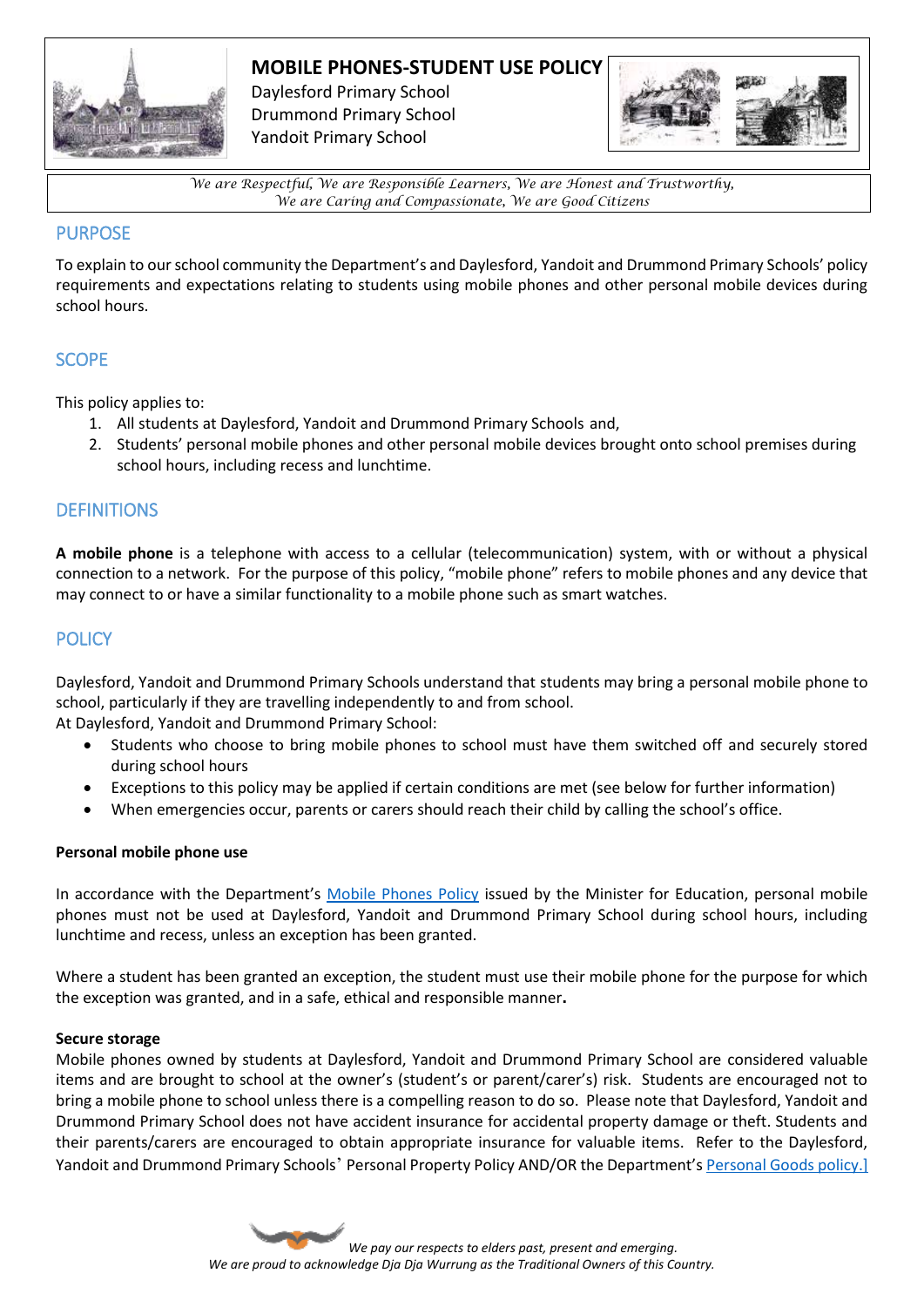# MOBILE PHONES-STUDENT USE POLICY

Daylesford Primary School
Drummond Primary School
Yandoit Primary School

*We are Respectful, We are Responsible Learners, We are Honest and Trustworthy, We are Caring and Compassionate, We are Good Citizens*

## PURPOSE

To explain to our school community the Department's and Daylesford, Yandoit and Drummond Primary Schools' policy requirements and expectations relating to students using mobile phones and other personal mobile devices during school hours.

## SCOPE

This policy applies to:

1. All students at Daylesford, Yandoit and Drummond Primary Schools and,
2. Students' personal mobile phones and other personal mobile devices brought onto school premises during school hours, including recess and lunchtime.

## DEFINITIONS

**A mobile phone** is a telephone with access to a cellular (telecommunication) system, with or without a physical connection to a network. For the purpose of this policy, "mobile phone" refers to mobile phones and any device that may connect to or have a similar functionality to a mobile phone such as smart watches.

## POLICY

Daylesford, Yandoit and Drummond Primary Schools understand that students may bring a personal mobile phone to school, particularly if they are travelling independently to and from school.
At Daylesford, Yandoit and Drummond Primary School:

- Students who choose to bring mobile phones to school must have them switched off and securely stored during school hours
- Exceptions to this policy may be applied if certain conditions are met (see below for further information)
- When emergencies occur, parents or carers should reach their child by calling the school's office.

### Personal mobile phone use

In accordance with the Department's Mobile Phones Policy issued by the Minister for Education, personal mobile phones must not be used at Daylesford, Yandoit and Drummond Primary School during school hours, including lunchtime and recess, unless an exception has been granted.

Where a student has been granted an exception, the student must use their mobile phone for the purpose for which the exception was granted, and in a safe, ethical and responsible manner.

### Secure storage

Mobile phones owned by students at Daylesford, Yandoit and Drummond Primary School are considered valuable items and are brought to school at the owner's (student's or parent/carer's) risk. Students are encouraged not to bring a mobile phone to school unless there is a compelling reason to do so. Please note that Daylesford, Yandoit and Drummond Primary School does not have accident insurance for accidental property damage or theft. Students and their parents/carers are encouraged to obtain appropriate insurance for valuable items. Refer to the Daylesford, Yandoit and Drummond Primary Schools' Personal Property Policy AND/OR the Department's Personal Goods policy.]

*We pay our respects to elders past, present and emerging.*
*We are proud to acknowledge Dja Dja Wurrung as the Traditional Owners of this Country.*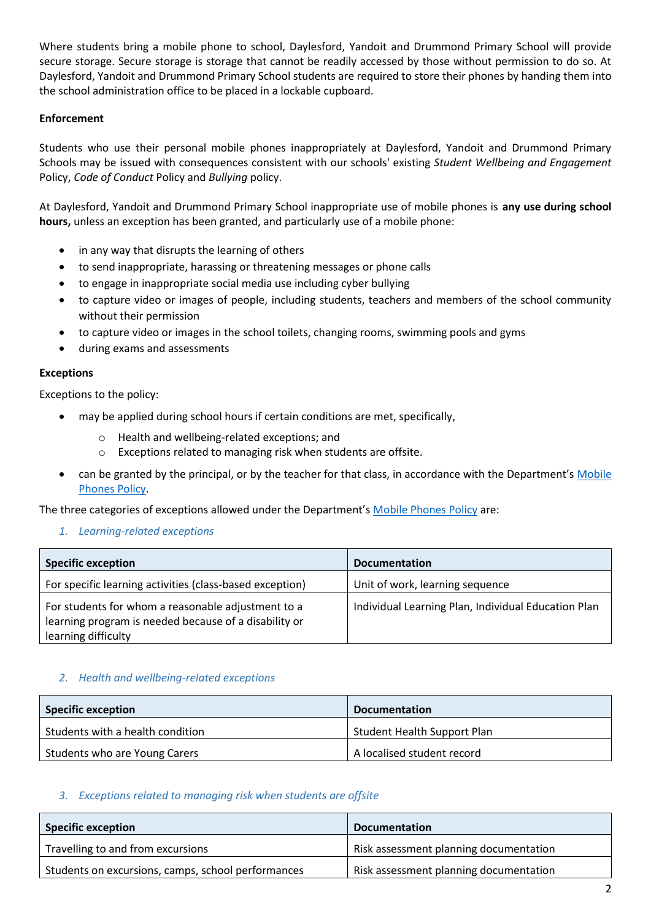Where students bring a mobile phone to school, Daylesford, Yandoit and Drummond Primary School will provide secure storage. Secure storage is storage that cannot be readily accessed by those without permission to do so. At Daylesford, Yandoit and Drummond Primary School students are required to store their phones by handing them into the school administration office to be placed in a lockable cupboard.

**Enforcement**

Students who use their personal mobile phones inappropriately at Daylesford, Yandoit and Drummond Primary Schools may be issued with consequences consistent with our schools' existing *Student Wellbeing and Engagement* Policy, *Code of Conduct* Policy and *Bullying* policy.

At Daylesford, Yandoit and Drummond Primary School inappropriate use of mobile phones is **any use during school hours,** unless an exception has been granted, and particularly use of a mobile phone:

- in any way that disrupts the learning of others
- to send inappropriate, harassing or threatening messages or phone calls
- to engage in inappropriate social media use including cyber bullying
- to capture video or images of people, including students, teachers and members of the school community without their permission
- to capture video or images in the school toilets, changing rooms, swimming pools and gyms
- during exams and assessments

**Exceptions**

Exceptions to the policy:

- may be applied during school hours if certain conditions are met, specifically,
    - Health and wellbeing-related exceptions; and
    - Exceptions related to managing risk when students are offsite.
- can be granted by the principal, or by the teacher for that class, in accordance with the Department's Mobile Phones Policy.

The three categories of exceptions allowed under the Department's Mobile Phones Policy are:

*1. Learning-related exceptions*

| Specific exception | Documentation |
|---|---|
| For specific learning activities (class-based exception) | Unit of work, learning sequence |
| For students for whom a reasonable adjustment to a learning program is needed because of a disability or learning difficulty | Individual Learning Plan, Individual Education Plan |

*2. Health and wellbeing-related exceptions*

| Specific exception | Documentation |
|---|---|
| Students with a health condition | Student Health Support Plan |
| Students who are Young Carers | A localised student record |

*3. Exceptions related to managing risk when students are offsite*

| Specific exception | Documentation |
|---|---|
| Travelling to and from excursions | Risk assessment planning documentation |
| Students on excursions, camps, school performances | Risk assessment planning documentation |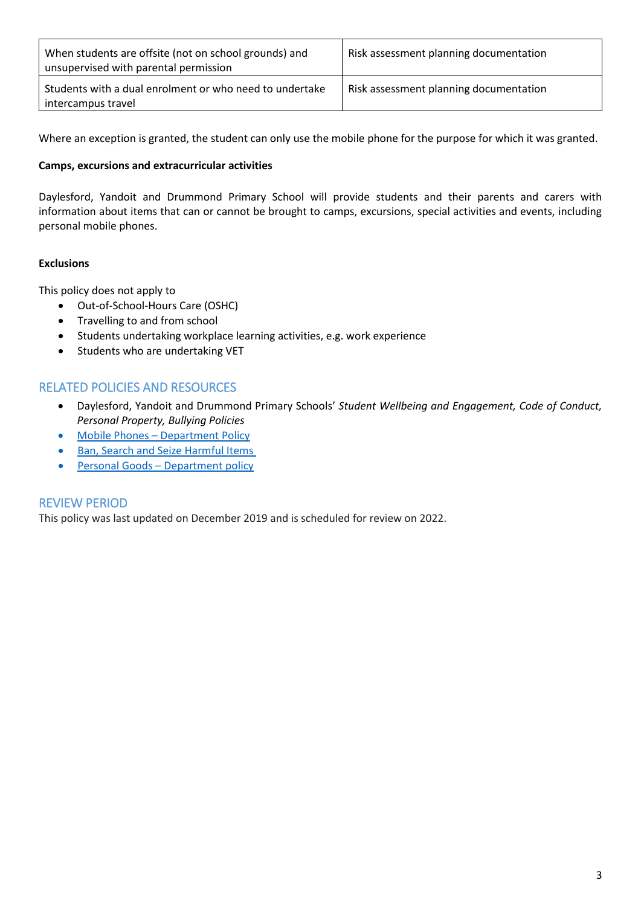| | |
|---|---|
| When students are offsite (not on school grounds) and unsupervised with parental permission | Risk assessment planning documentation |
| Students with a dual enrolment or who need to undertake intercampus travel | Risk assessment planning documentation |

Where an exception is granted, the student can only use the mobile phone for the purpose for which it was granted.

**Camps, excursions and extracurricular activities**

Daylesford, Yandoit and Drummond Primary School will provide students and their parents and carers with information about items that can or cannot be brought to camps, excursions, special activities and events, including personal mobile phones.

**Exclusions**

This policy does not apply to

- Out-of-School-Hours Care (OSHC)
- Travelling to and from school
- Students undertaking workplace learning activities, e.g. work experience
- Students who are undertaking VET

## RELATED POLICIES AND RESOURCES

- Daylesford, Yandoit and Drummond Primary Schools' *Student Wellbeing and Engagement, Code of Conduct, Personal Property, Bullying Policies*
- Mobile Phones – Department Policy
- Ban, Search and Seize Harmful Items
- Personal Goods – Department policy

## REVIEW PERIOD

This policy was last updated on December 2019 and is scheduled for review on 2022.